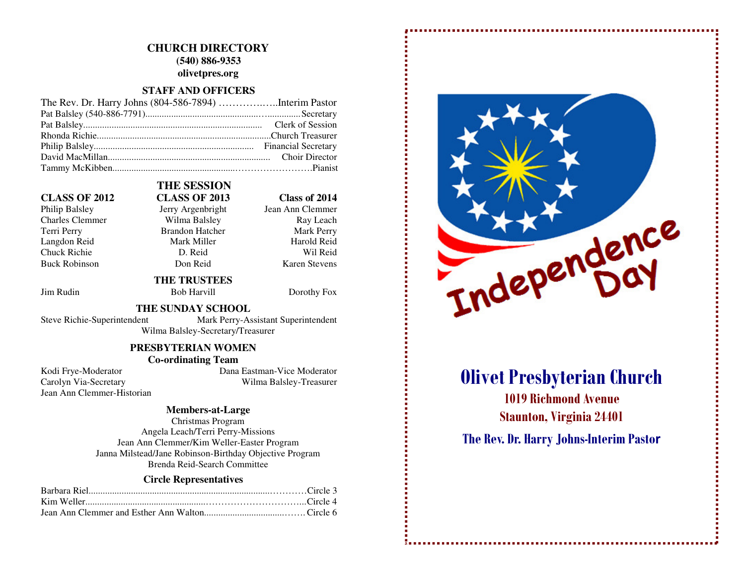# CHURCH DIRECTORY

**(540) 886-9353**

**olivetpres.org**

## STAFF AND OFFICERS

The Rev. Dr. Harry Johns (804-586-7894) ……………..Interim Pastor
Pat Balsley (540-886-7791)........................................................Secretary
Pat Balsley........................................................................ Clerk of Session
Rhonda Richie.........................................................................Church Treasurer
Philip Balsley.................................................................. Financial Secretary
David MacMillan..................................................................... Choir Director
Tammy McKibben.................................................……………………Pianist

## THE SESSION

| CLASS OF 2012 | CLASS OF 2013 | Class of 2014 |
|---|---|---|
| Philip Balsley | Jerry Argenbright | Jean Ann Clemmer |
| Charles Clemmer | Wilma Balsley | Ray Leach |
| Terri Perry | Brandon Hatcher | Mark Perry |
| Langdon Reid | Mark Miller | Harold Reid |
| Chuck Richie | D. Reid | Wil Reid |
| Buck Robinson | Don Reid | Karen Stevens |

## THE TRUSTEES

Jim Rudin
Bob Harvill
Dorothy Fox

## THE SUNDAY SCHOOL

Steve Richie-Superintendent
Mark Perry-Assistant Superintendent
Wilma Balsley-Secretary/Treasurer

## PRESBYTERIAN WOMEN

### Co-ordinating Team

Kodi Frye-Moderator
Dana Eastman-Vice Moderator
Carolyn Via-Secretary
Wilma Balsley-Treasurer
Jean Ann Clemmer-Historian

### Members-at-Large

Christmas Program
Angela Leach/Terri Perry-Missions
Jean Ann Clemmer/Kim Weller-Easter Program
Janna Milstead/Jane Robinson-Birthday Objective Program
Brenda Reid-Search Committee

### Circle Representatives

Barbara Riel.........................................................................…………Circle 3
Kim Weller...................................................…………………………...Circle 4
Jean Ann Clemmer and Esther Ann Walton.................................……. Circle 6

Independence Day

# Olivet Presbyterian Church

**1019 Richmond Avenue**

**Staunton, Virginia 24401**

**The Rev. Dr. Harry Johns-Interim Pastor**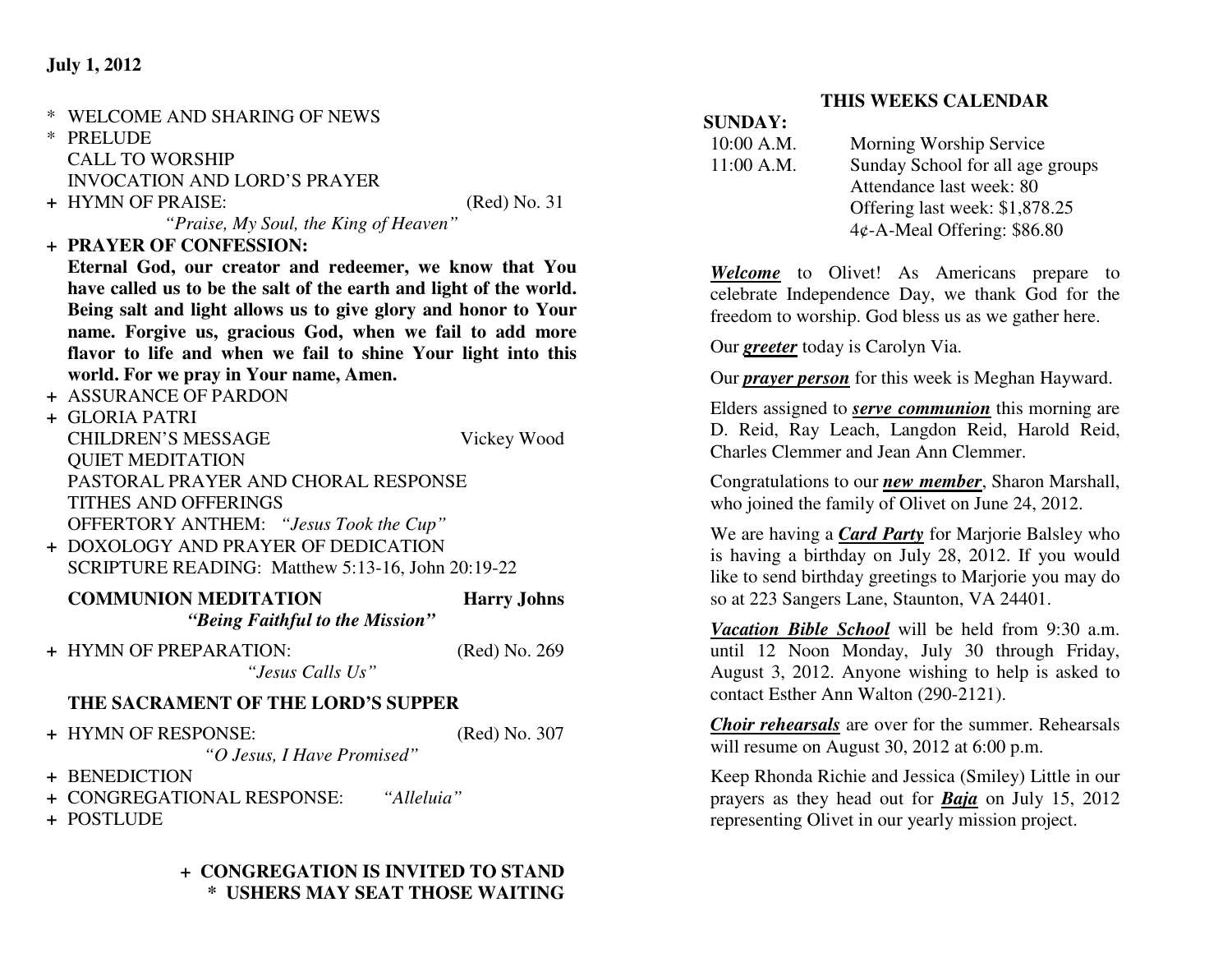**July 1, 2012**

- \* WELCOME AND SHARING OF NEWS
- \* PRELUDE
- CALL TO WORSHIP
- INVOCATION AND LORD'S PRAYER
- \+ HYMN OF PRAISE: (Red) No. 31
  *"Praise, My Soul, the King of Heaven"*
- \+ **PRAYER OF CONFESSION:**
  **Eternal God, our creator and redeemer, we know that You have called us to be the salt of the earth and light of the world. Being salt and light allows us to give glory and honor to Your name. Forgive us, gracious God, when we fail to add more flavor to life and when we fail to shine Your light into this world. For we pray in Your name, Amen.**
- \+ ASSURANCE OF PARDON
- \+ GLORIA PATRI
- CHILDREN'S MESSAGE — Vickey Wood
- QUIET MEDITATION
- PASTORAL PRAYER AND CHORAL RESPONSE
- TITHES AND OFFERINGS
- OFFERTORY ANTHEM: *"Jesus Took the Cup"*
- \+ DOXOLOGY AND PRAYER OF DEDICATION
- SCRIPTURE READING: Matthew 5:13-16, John 20:19-22

**COMMUNION MEDITATION** — **Harry Johns**
***"Being Faithful to the Mission"***

- \+ HYMN OF PREPARATION: (Red) No. 269
  *"Jesus Calls Us"*

**THE SACRAMENT OF THE LORD'S SUPPER**

- \+ HYMN OF RESPONSE: (Red) No. 307
  *"O Jesus, I Have Promised"*
- \+ BENEDICTION
- \+ CONGREGATIONAL RESPONSE: *"Alleluia"*
- \+ POSTLUDE

**+ CONGREGATION IS INVITED TO STAND**
**\* USHERS MAY SEAT THOSE WAITING**

## THIS WEEKS CALENDAR

**SUNDAY:**

| | |
|---|---|
| 10:00 A.M. | Morning Worship Service |
| 11:00 A.M. | Sunday School for all age groups |
| | Attendance last week: 80 |
| | Offering last week: $1,878.25 |
| | 4¢-A-Meal Offering: $86.80 |

***Welcome*** to Olivet! As Americans prepare to celebrate Independence Day, we thank God for the freedom to worship. God bless us as we gather here.

Our ***greeter*** today is Carolyn Via.

Our ***prayer person*** for this week is Meghan Hayward.

Elders assigned to ***serve communion*** this morning are D. Reid, Ray Leach, Langdon Reid, Harold Reid, Charles Clemmer and Jean Ann Clemmer.

Congratulations to our ***new member***, Sharon Marshall, who joined the family of Olivet on June 24, 2012.

We are having a ***Card Party*** for Marjorie Balsley who is having a birthday on July 28, 2012. If you would like to send birthday greetings to Marjorie you may do so at 223 Sangers Lane, Staunton, VA 24401.

***Vacation Bible School*** will be held from 9:30 a.m. until 12 Noon Monday, July 30 through Friday, August 3, 2012. Anyone wishing to help is asked to contact Esther Ann Walton (290-2121).

***Choir rehearsals*** are over for the summer. Rehearsals will resume on August 30, 2012 at 6:00 p.m.

Keep Rhonda Richie and Jessica (Smiley) Little in our prayers as they head out for ***Baja*** on July 15, 2012 representing Olivet in our yearly mission project.